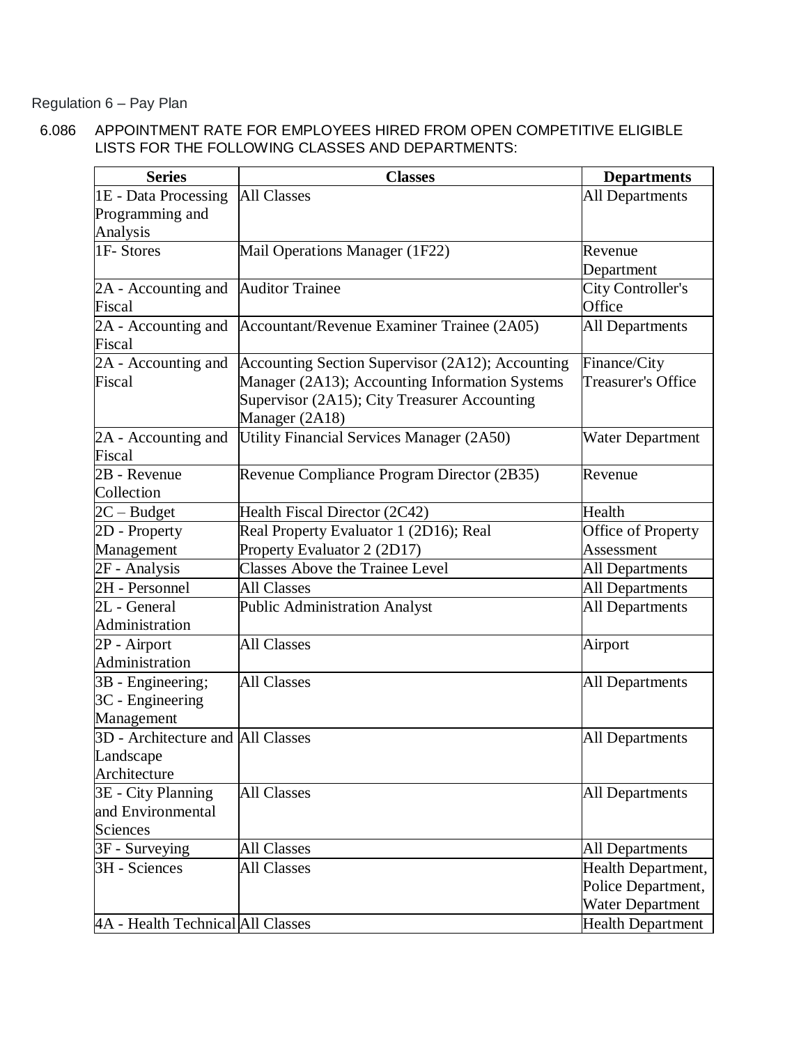Regulation 6 – Pay Plan

6.086 APPOINTMENT RATE FOR EMPLOYEES HIRED FROM OPEN COMPETITIVE ELIGIBLE LISTS FOR THE FOLLOWING CLASSES AND DEPARTMENTS:

| Series | Classes | Departments |
|---|---|---|
| 1E - Data Processing Programming and Analysis | All Classes | All Departments |
| 1F- Stores | Mail Operations Manager (1F22) | Revenue Department |
| 2A - Accounting and Fiscal | Auditor Trainee | City Controller's Office |
| 2A - Accounting and Fiscal | Accountant/Revenue Examiner Trainee (2A05) | All Departments |
| 2A - Accounting and Fiscal | Accounting Section Supervisor (2A12); Accounting Manager (2A13); Accounting Information Systems Supervisor (2A15); City Treasurer Accounting Manager (2A18) | Finance/City Treasurer's Office |
| 2A - Accounting and Fiscal | Utility Financial Services Manager (2A50) | Water Department |
| 2B - Revenue Collection | Revenue Compliance Program Director (2B35) | Revenue |
| 2C – Budget | Health Fiscal Director (2C42) | Health |
| 2D - Property Management | Real Property Evaluator 1 (2D16); Real Property Evaluator 2 (2D17) | Office of Property Assessment |
| 2F - Analysis | Classes Above the Trainee Level | All Departments |
| 2H - Personnel | All Classes | All Departments |
| 2L - General Administration | Public Administration Analyst | All Departments |
| 2P - Airport Administration | All Classes | Airport |
| 3B - Engineering; 3C - Engineering Management | All Classes | All Departments |
| 3D - Architecture and Landscape Architecture | All Classes | All Departments |
| 3E - City Planning and Environmental Sciences | All Classes | All Departments |
| 3F - Surveying | All Classes | All Departments |
| 3H - Sciences | All Classes | Health Department, Police Department, Water Department |
| 4A - Health Technical | All Classes | Health Department |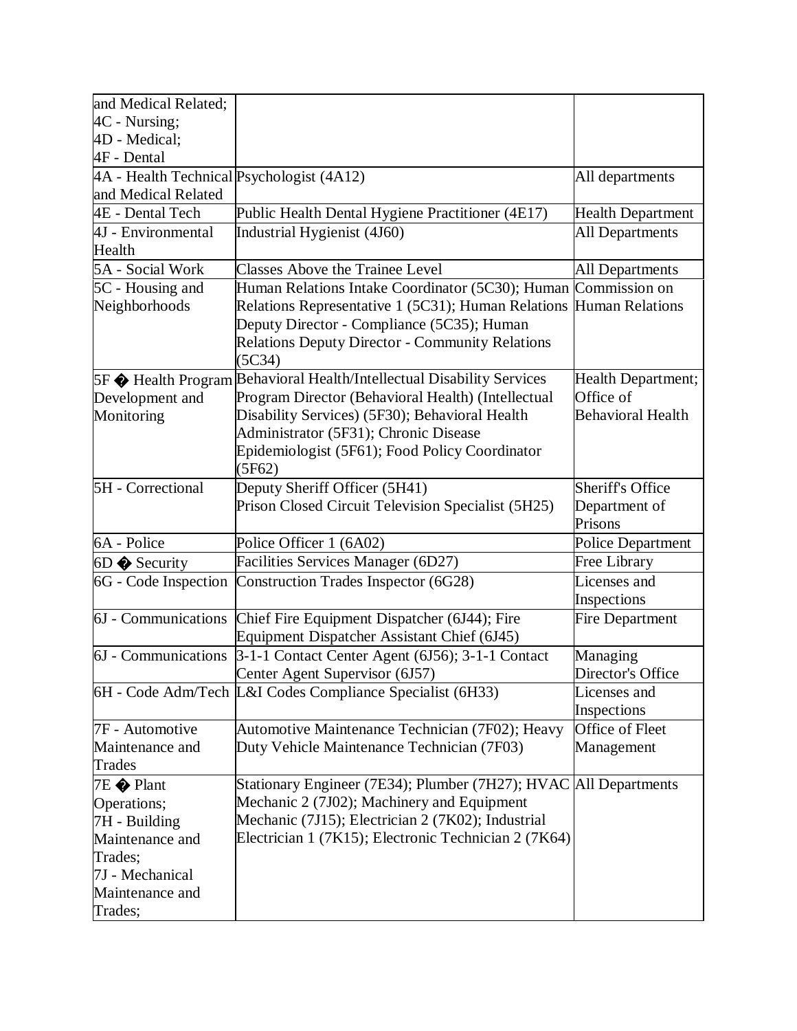| | | |
|---|---|---|
| and Medical Related; 4C - Nursing; 4D - Medical; 4F - Dental | | |
| 4A - Health Technical and Medical Related | Psychologist (4A12) | All departments |
| 4E - Dental Tech | Public Health Dental Hygiene Practitioner (4E17) | Health Department |
| 4J - Environmental Health | Industrial Hygienist (4J60) | All Departments |
| 5A - Social Work | Classes Above the Trainee Level | All Departments |
| 5C - Housing and Neighborhoods | Human Relations Intake Coordinator (5C30); Human Relations Representative 1 (5C31); Human Relations Deputy Director - Compliance (5C35); Human Relations Deputy Director - Community Relations (5C34) | Commission on Human Relations |
| 5F � Health Program Development and Monitoring | Behavioral Health/Intellectual Disability Services Program Director (Behavioral Health) (Intellectual Disability Services) (5F30); Behavioral Health Administrator (5F31); Chronic Disease Epidemiologist (5F61); Food Policy Coordinator (5F62) | Health Department; Office of Behavioral Health |
| 5H - Correctional | Deputy Sheriff Officer (5H41) Prison Closed Circuit Television Specialist (5H25) | Sheriff's Office Department of Prisons |
| 6A - Police | Police Officer 1 (6A02) | Police Department |
| 6D � Security | Facilities Services Manager (6D27) | Free Library |
| 6G - Code Inspection | Construction Trades Inspector (6G28) | Licenses and Inspections |
| 6J - Communications | Chief Fire Equipment Dispatcher (6J44); Fire Equipment Dispatcher Assistant Chief (6J45) | Fire Department |
| 6J - Communications | 3-1-1 Contact Center Agent (6J56); 3-1-1 Contact Center Agent Supervisor (6J57) | Managing Director's Office |
| 6H - Code Adm/Tech | L&I Codes Compliance Specialist (6H33) | Licenses and Inspections |
| 7F - Automotive Maintenance and Trades | Automotive Maintenance Technician (7F02); Heavy Duty Vehicle Maintenance Technician (7F03) | Office of Fleet Management |
| 7E � Plant Operations; 7H - Building Maintenance and Trades; 7J - Mechanical Maintenance and Trades; | Stationary Engineer (7E34); Plumber (7H27); HVAC Mechanic 2 (7J02); Machinery and Equipment Mechanic (7J15); Electrician 2 (7K02); Industrial Electrician 1 (7K15); Electronic Technician 2 (7K64) | All Departments |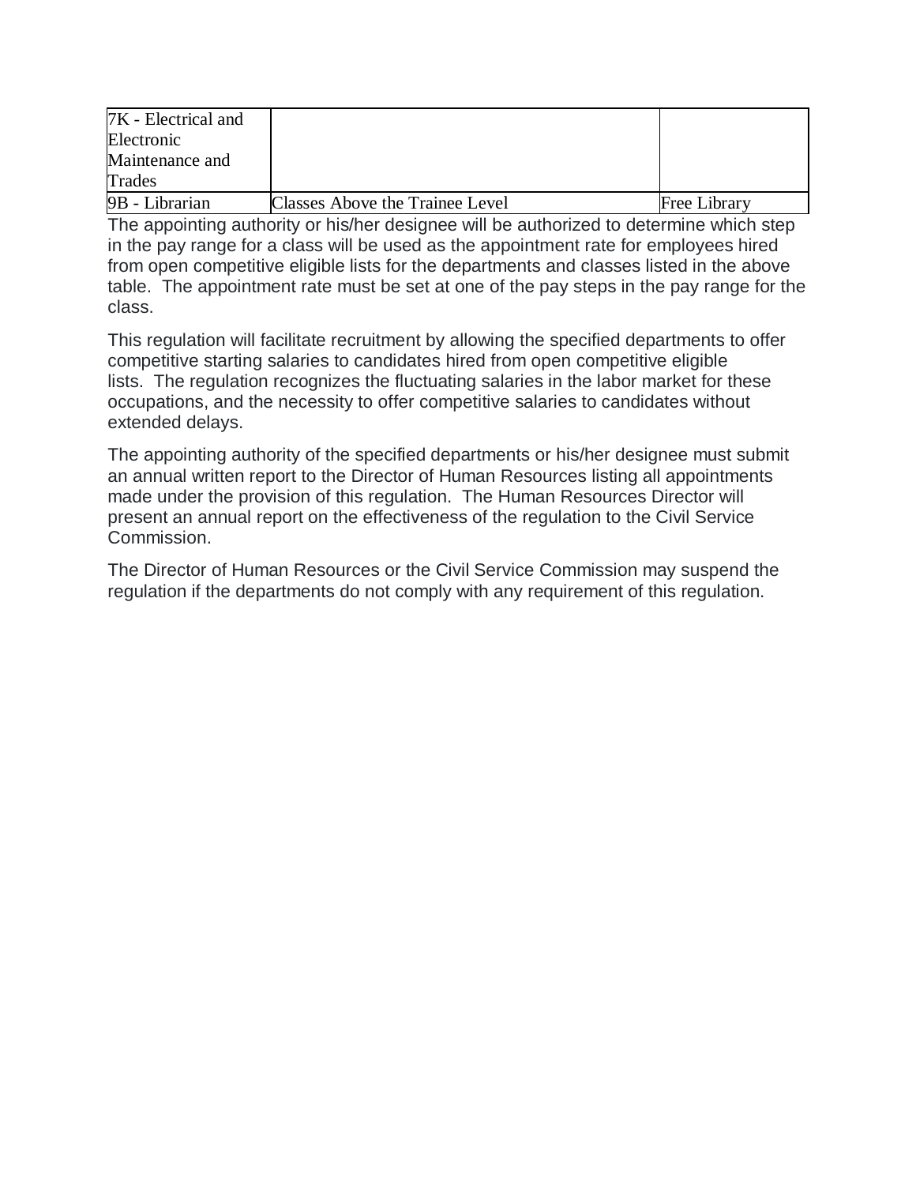| | | |
|---|---|---|
| 7K - Electrical and Electronic Maintenance and Trades | | |
| 9B - Librarian | Classes Above the Trainee Level | Free Library |

The appointing authority or his/her designee will be authorized to determine which step in the pay range for a class will be used as the appointment rate for employees hired from open competitive eligible lists for the departments and classes listed in the above table. The appointment rate must be set at one of the pay steps in the pay range for the class.

This regulation will facilitate recruitment by allowing the specified departments to offer competitive starting salaries to candidates hired from open competitive eligible lists. The regulation recognizes the fluctuating salaries in the labor market for these occupations, and the necessity to offer competitive salaries to candidates without extended delays.

The appointing authority of the specified departments or his/her designee must submit an annual written report to the Director of Human Resources listing all appointments made under the provision of this regulation. The Human Resources Director will present an annual report on the effectiveness of the regulation to the Civil Service Commission.

The Director of Human Resources or the Civil Service Commission may suspend the regulation if the departments do not comply with any requirement of this regulation.